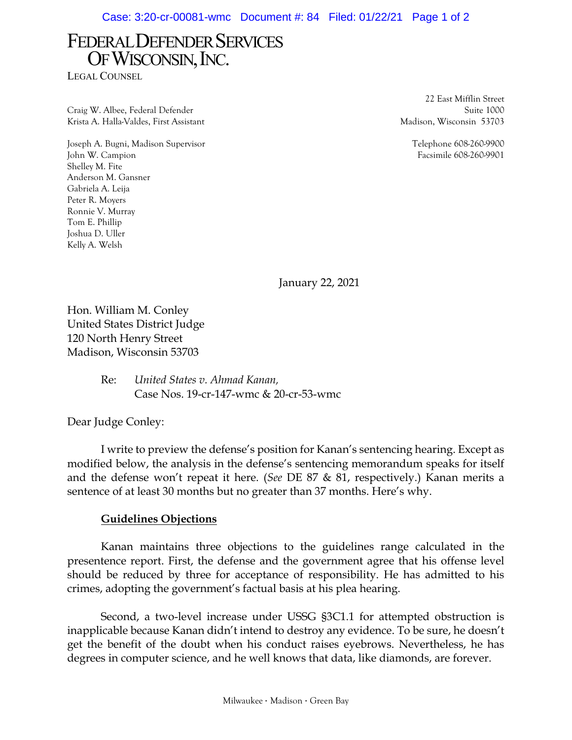# FEDERAL DEFENDER SERVICES OF WISCONSIN, INC.

LEGAL COUNSEL

Craig W. Albee, Federal Defender
Krista A. Halla-Valdes, First Assistant

Joseph A. Bugni, Madison Supervisor
John W. Campion
Shelley M. Fite
Anderson M. Gansner
Gabriela A. Leija
Peter R. Moyers
Ronnie V. Murray
Tom E. Phillip
Joshua D. Uller
Kelly A. Welsh

22 East Mifflin Street
Suite 1000
Madison, Wisconsin 53703

Telephone 608-260-9900
Facsimile 608-260-9901

January 22, 2021

Hon. William M. Conley
United States District Judge
120 North Henry Street
Madison, Wisconsin 53703

Re: *United States v. Ahmad Kanan,*
Case Nos. 19-cr-147-wmc & 20-cr-53-wmc

Dear Judge Conley:

I write to preview the defense's position for Kanan's sentencing hearing. Except as modified below, the analysis in the defense's sentencing memorandum speaks for itself and the defense won't repeat it here. (*See* DE 87 & 81, respectively.) Kanan merits a sentence of at least 30 months but no greater than 37 months. Here's why.

**Guidelines Objections**

Kanan maintains three objections to the guidelines range calculated in the presentence report. First, the defense and the government agree that his offense level should be reduced by three for acceptance of responsibility. He has admitted to his crimes, adopting the government's factual basis at his plea hearing.

Second, a two-level increase under USSG §3C1.1 for attempted obstruction is inapplicable because Kanan didn't intend to destroy any evidence. To be sure, he doesn't get the benefit of the doubt when his conduct raises eyebrows. Nevertheless, he has degrees in computer science, and he well knows that data, like diamonds, are forever.

Milwaukee · Madison · Green Bay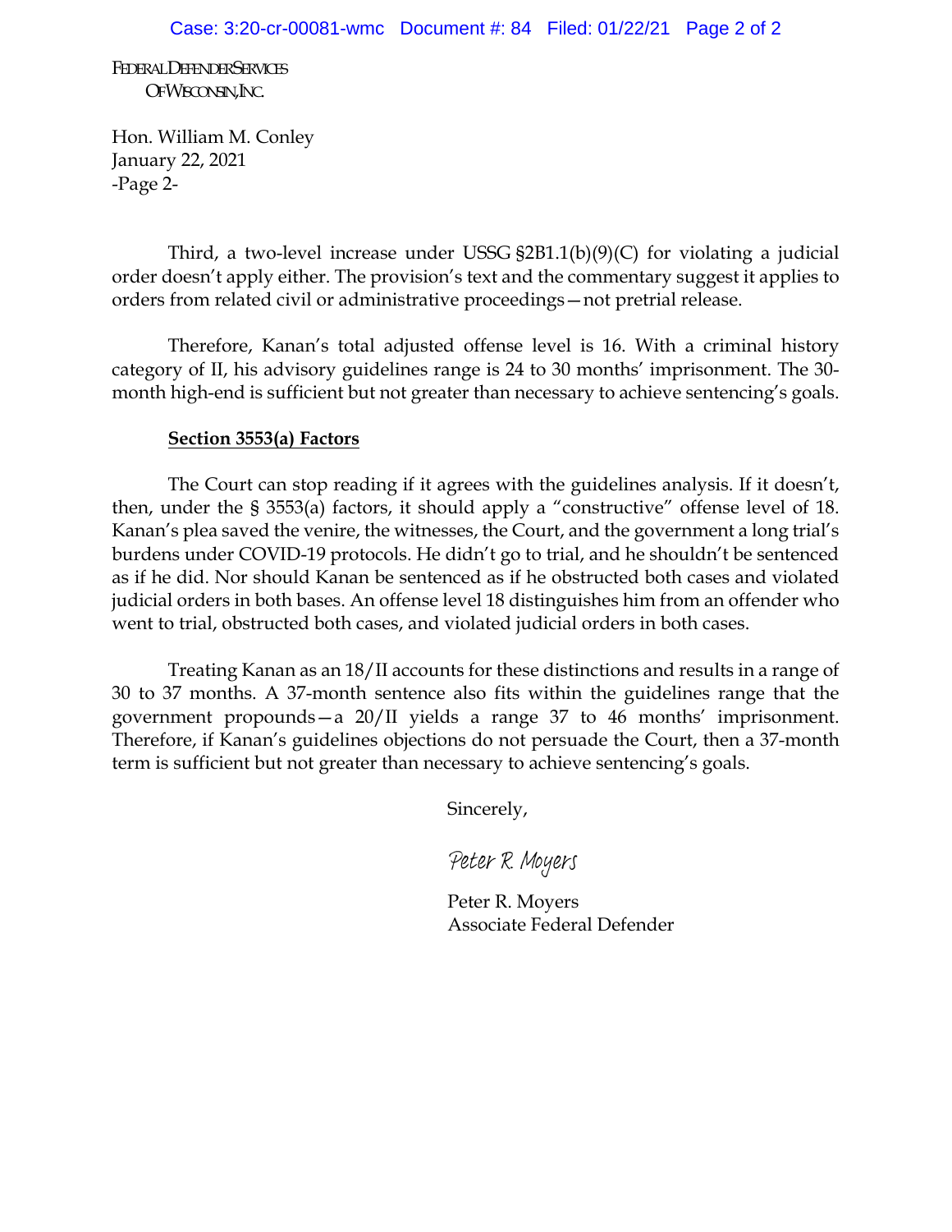FEDERAL DEFENDER SERVICES
OF WISCONSIN, INC.

Hon. William M. Conley
January 22, 2021
-Page 2-

Third, a two-level increase under USSG §2B1.1(b)(9)(C) for violating a judicial order doesn't apply either. The provision's text and the commentary suggest it applies to orders from related civil or administrative proceedings—not pretrial release.

Therefore, Kanan's total adjusted offense level is 16. With a criminal history category of II, his advisory guidelines range is 24 to 30 months' imprisonment. The 30-month high-end is sufficient but not greater than necessary to achieve sentencing's goals.

**<u>Section 3553(a) Factors</u>**

The Court can stop reading if it agrees with the guidelines analysis. If it doesn't, then, under the § 3553(a) factors, it should apply a "constructive" offense level of 18. Kanan's plea saved the venire, the witnesses, the Court, and the government a long trial's burdens under COVID-19 protocols. He didn't go to trial, and he shouldn't be sentenced as if he did. Nor should Kanan be sentenced as if he obstructed both cases and violated judicial orders in both bases. An offense level 18 distinguishes him from an offender who went to trial, obstructed both cases, and violated judicial orders in both cases.

Treating Kanan as an 18/II accounts for these distinctions and results in a range of 30 to 37 months. A 37-month sentence also fits within the guidelines range that the government propounds—a 20/II yields a range 37 to 46 months' imprisonment. Therefore, if Kanan's guidelines objections do not persuade the Court, then a 37-month term is sufficient but not greater than necessary to achieve sentencing's goals.

Sincerely,

*Peter R. Moyers*

Peter R. Moyers
Associate Federal Defender